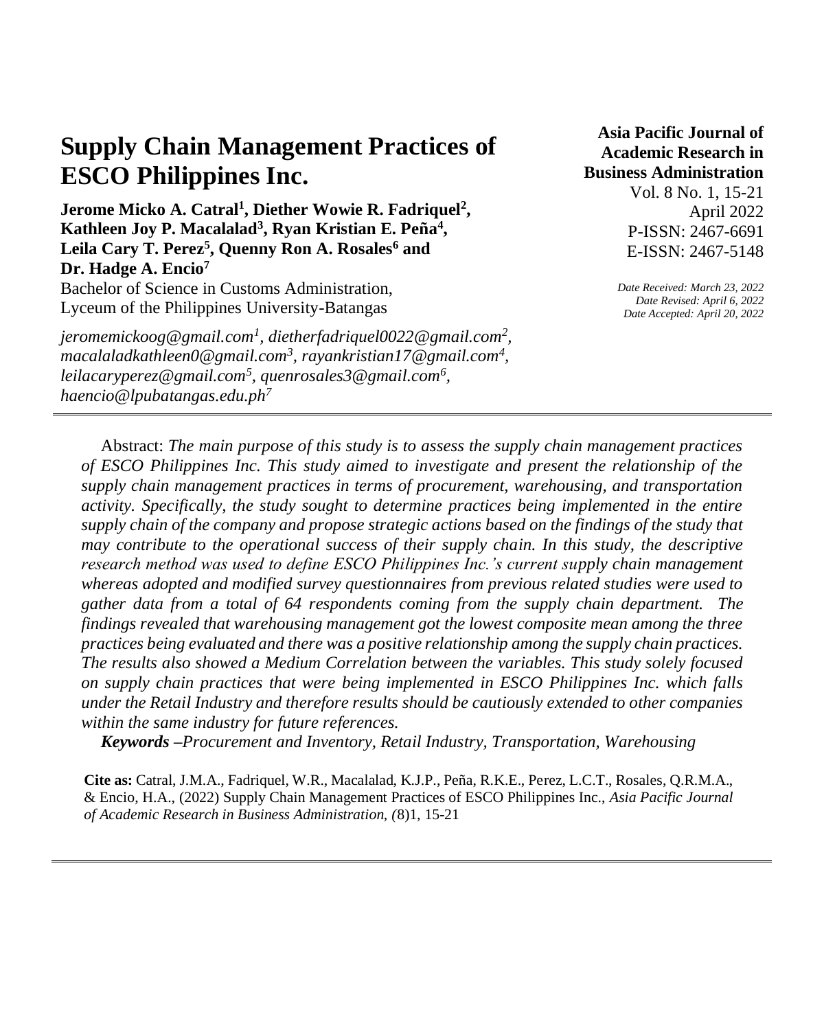# Supply Chain Management Practices of ESCO Philippines Inc.

**Jerome Micko A. Catral[1], Diether Wowie R. Fadriquel[2], Kathleen Joy P. Macalalad[3], Ryan Kristian E. Peña[4], Leila Cary T. Perez[5], Quenny Ron A. Rosales[6] and Dr. Hadge A. Encio[7]**

Bachelor of Science in Customs Administration,
Lyceum of the Philippines University-Batangas

*jeromemickoog@gmail.com[1], dietherfadriquel0022@gmail.com[2], macalaladkathleen0@gmail.com[3], rayankristian17@gmail.com[4], leilacaryperez@gmail.com[5], quenrosales3@gmail.com[6], haencio@lpubatangas.edu.ph[7]*

**Asia Pacific Journal of Academic Research in Business Administration**
Vol. 8 No. 1, 15-21
April 2022
P-ISSN: 2467-6691
E-ISSN: 2467-5148

*Date Received: March 23, 2022*
*Date Revised: April 6, 2022*
*Date Accepted: April 20, 2022*

---

Abstract: *The main purpose of this study is to assess the supply chain management practices of ESCO Philippines Inc. This study aimed to investigate and present the relationship of the supply chain management practices in terms of procurement, warehousing, and transportation activity. Specifically, the study sought to determine practices being implemented in the entire supply chain of the company and propose strategic actions based on the findings of the study that may contribute to the operational success of their supply chain. In this study, the descriptive research method was used to define ESCO Philippines Inc.'s current supply chain management whereas adopted and modified survey questionnaires from previous related studies were used to gather data from a total of 64 respondents coming from the supply chain department. The findings revealed that warehousing management got the lowest composite mean among the three practices being evaluated and there was a positive relationship among the supply chain practices. The results also showed a Medium Correlation between the variables. This study solely focused on supply chain practices that were being implemented in ESCO Philippines Inc. which falls under the Retail Industry and therefore results should be cautiously extended to other companies within the same industry for future references.*

***Keywords*** *–Procurement and Inventory, Retail Industry, Transportation, Warehousing*

**Cite as:** Catral, J.M.A., Fadriquel, W.R., Macalalad, K.J.P., Peña, R.K.E., Perez, L.C.T., Rosales, Q.R.M.A., & Encio, H.A., (2022) Supply Chain Management Practices of ESCO Philippines Inc., *Asia Pacific Journal of Academic Research in Business Administration, (*8)1, 15-21

---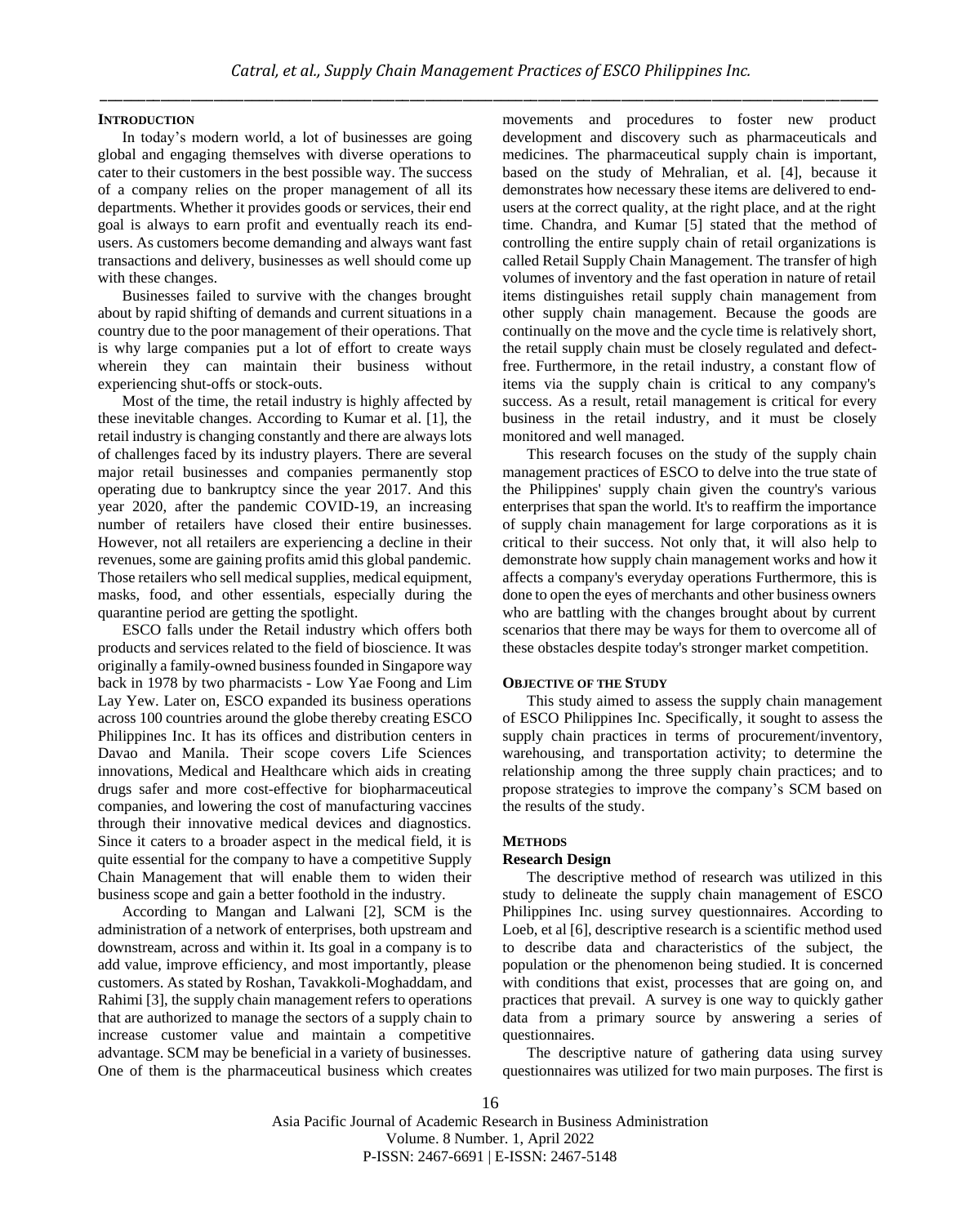## INTRODUCTION

In today's modern world, a lot of businesses are going global and engaging themselves with diverse operations to cater to their customers in the best possible way. The success of a company relies on the proper management of all its departments. Whether it provides goods or services, their end goal is always to earn profit and eventually reach its end-users. As customers become demanding and always want fast transactions and delivery, businesses as well should come up with these changes.

Businesses failed to survive with the changes brought about by rapid shifting of demands and current situations in a country due to the poor management of their operations. That is why large companies put a lot of effort to create ways wherein they can maintain their business without experiencing shut-offs or stock-outs.

Most of the time, the retail industry is highly affected by these inevitable changes. According to Kumar et al. [1], the retail industry is changing constantly and there are always lots of challenges faced by its industry players. There are several major retail businesses and companies permanently stop operating due to bankruptcy since the year 2017. And this year 2020, after the pandemic COVID-19, an increasing number of retailers have closed their entire businesses. However, not all retailers are experiencing a decline in their revenues, some are gaining profits amid this global pandemic. Those retailers who sell medical supplies, medical equipment, masks, food, and other essentials, especially during the quarantine period are getting the spotlight.

ESCO falls under the Retail industry which offers both products and services related to the field of bioscience. It was originally a family-owned business founded in Singapore way back in 1978 by two pharmacists - Low Yae Foong and Lim Lay Yew. Later on, ESCO expanded its business operations across 100 countries around the globe thereby creating ESCO Philippines Inc. It has its offices and distribution centers in Davao and Manila. Their scope covers Life Sciences innovations, Medical and Healthcare which aids in creating drugs safer and more cost-effective for biopharmaceutical companies, and lowering the cost of manufacturing vaccines through their innovative medical devices and diagnostics. Since it caters to a broader aspect in the medical field, it is quite essential for the company to have a competitive Supply Chain Management that will enable them to widen their business scope and gain a better foothold in the industry.

According to Mangan and Lalwani [2], SCM is the administration of a network of enterprises, both upstream and downstream, across and within it. Its goal in a company is to add value, improve efficiency, and most importantly, please customers. As stated by Roshan, Tavakkoli-Moghaddam, and Rahimi [3], the supply chain management refers to operations that are authorized to manage the sectors of a supply chain to increase customer value and maintain a competitive advantage. SCM may be beneficial in a variety of businesses. One of them is the pharmaceutical business which creates movements and procedures to foster new product development and discovery such as pharmaceuticals and medicines. The pharmaceutical supply chain is important, based on the study of Mehralian, et al. [4], because it demonstrates how necessary these items are delivered to end-users at the correct quality, at the right place, and at the right time. Chandra, and Kumar [5] stated that the method of controlling the entire supply chain of retail organizations is called Retail Supply Chain Management. The transfer of high volumes of inventory and the fast operation in nature of retail items distinguishes retail supply chain management from other supply chain management. Because the goods are continually on the move and the cycle time is relatively short, the retail supply chain must be closely regulated and defect-free. Furthermore, in the retail industry, a constant flow of items via the supply chain is critical to any company's success. As a result, retail management is critical for every business in the retail industry, and it must be closely monitored and well managed.

This research focuses on the study of the supply chain management practices of ESCO to delve into the true state of the Philippines' supply chain given the country's various enterprises that span the world. It's to reaffirm the importance of supply chain management for large corporations as it is critical to their success. Not only that, it will also help to demonstrate how supply chain management works and how it affects a company's everyday operations Furthermore, this is done to open the eyes of merchants and other business owners who are battling with the changes brought about by current scenarios that there may be ways for them to overcome all of these obstacles despite today's stronger market competition.

## OBJECTIVE OF THE STUDY

This study aimed to assess the supply chain management of ESCO Philippines Inc. Specifically, it sought to assess the supply chain practices in terms of procurement/inventory, warehousing, and transportation activity; to determine the relationship among the three supply chain practices; and to propose strategies to improve the company's SCM based on the results of the study.

## METHODS

### Research Design

The descriptive method of research was utilized in this study to delineate the supply chain management of ESCO Philippines Inc. using survey questionnaires. According to Loeb, et al [6], descriptive research is a scientific method used to describe data and characteristics of the subject, the population or the phenomenon being studied. It is concerned with conditions that exist, processes that are going on, and practices that prevail. A survey is one way to quickly gather data from a primary source by answering a series of questionnaires.

The descriptive nature of gathering data using survey questionnaires was utilized for two main purposes. The first is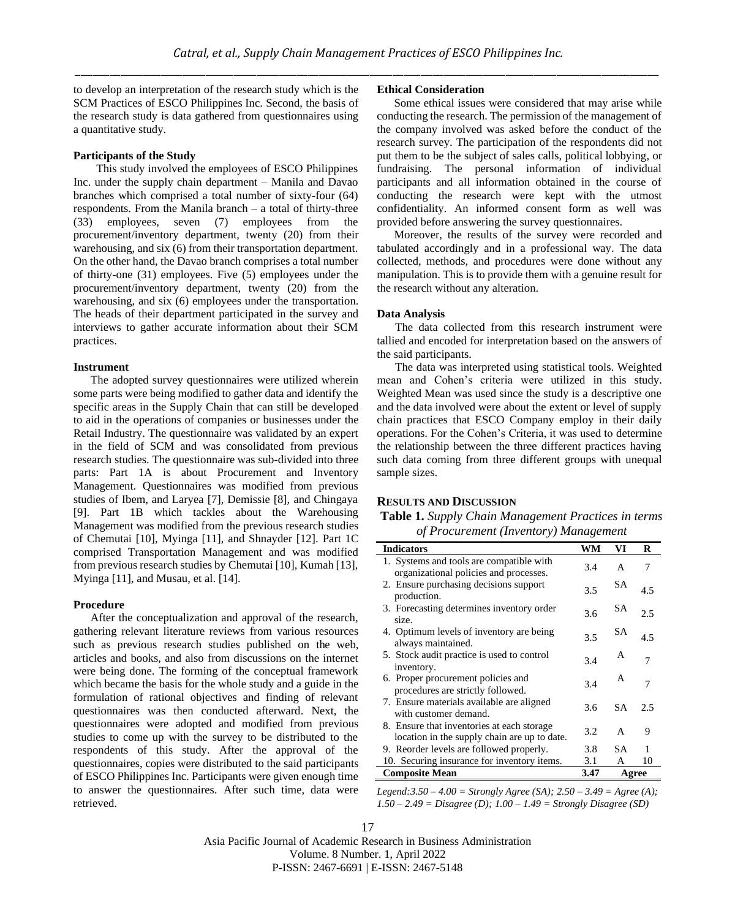to develop an interpretation of the research study which is the SCM Practices of ESCO Philippines Inc. Second, the basis of the research study is data gathered from questionnaires using a quantitative study.

**Participants of the Study**

This study involved the employees of ESCO Philippines Inc. under the supply chain department – Manila and Davao branches which comprised a total number of sixty-four (64) respondents. From the Manila branch – a total of thirty-three (33) employees, seven (7) employees from the procurement/inventory department, twenty (20) from their warehousing, and six (6) from their transportation department. On the other hand, the Davao branch comprises a total number of thirty-one (31) employees. Five (5) employees under the procurement/inventory department, twenty (20) from the warehousing, and six (6) employees under the transportation. The heads of their department participated in the survey and interviews to gather accurate information about their SCM practices.

**Instrument**

The adopted survey questionnaires were utilized wherein some parts were being modified to gather data and identify the specific areas in the Supply Chain that can still be developed to aid in the operations of companies or businesses under the Retail Industry. The questionnaire was validated by an expert in the field of SCM and was consolidated from previous research studies. The questionnaire was sub-divided into three parts: Part 1A is about Procurement and Inventory Management. Questionnaires was modified from previous studies of Ibem, and Laryea [7], Demissie [8], and Chingaya [9]. Part 1B which tackles about the Warehousing Management was modified from the previous research studies of Chemutai [10], Myinga [11], and Shnayder [12]. Part 1C comprised Transportation Management and was modified from previous research studies by Chemutai [10], Kumah [13], Myinga [11], and Musau, et al. [14].

**Procedure**

After the conceptualization and approval of the research, gathering relevant literature reviews from various resources such as previous research studies published on the web, articles and books, and also from discussions on the internet were being done. The forming of the conceptual framework which became the basis for the whole study and a guide in the formulation of rational objectives and finding of relevant questionnaires was then conducted afterward. Next, the questionnaires were adopted and modified from previous studies to come up with the survey to be distributed to the respondents of this study. After the approval of the questionnaires, copies were distributed to the said participants of ESCO Philippines Inc. Participants were given enough time to answer the questionnaires. After such time, data were retrieved.

**Ethical Consideration**

Some ethical issues were considered that may arise while conducting the research. The permission of the management of the company involved was asked before the conduct of the research survey. The participation of the respondents did not put them to be the subject of sales calls, political lobbying, or fundraising. The personal information of individual participants and all information obtained in the course of conducting the research were kept with the utmost confidentiality. An informed consent form as well was provided before answering the survey questionnaires.

Moreover, the results of the survey were recorded and tabulated accordingly and in a professional way. The data collected, methods, and procedures were done without any manipulation. This is to provide them with a genuine result for the research without any alteration.

**Data Analysis**

The data collected from this research instrument were tallied and encoded for interpretation based on the answers of the said participants.

The data was interpreted using statistical tools. Weighted mean and Cohen's criteria were utilized in this study. Weighted Mean was used since the study is a descriptive one and the data involved were about the extent or level of supply chain practices that ESCO Company employ in their daily operations. For the Cohen's Criteria, it was used to determine the relationship between the three different practices having such data coming from three different groups with unequal sample sizes.

## RESULTS AND DISCUSSION

**Table 1.** *Supply Chain Management Practices in terms of Procurement (Inventory) Management*

| Indicators | WM | VI | R |
|---|---|---|---|
| 1. Systems and tools are compatible with organizational policies and processes. | 3.4 | A | 7 |
| 2. Ensure purchasing decisions support production. | 3.5 | SA | 4.5 |
| 3. Forecasting determines inventory order size. | 3.6 | SA | 2.5 |
| 4. Optimum levels of inventory are being always maintained. | 3.5 | SA | 4.5 |
| 5. Stock audit practice is used to control inventory. | 3.4 | A | 7 |
| 6. Proper procurement policies and procedures are strictly followed. | 3.4 | A | 7 |
| 7. Ensure materials available are aligned with customer demand. | 3.6 | SA | 2.5 |
| 8. Ensure that inventories at each storage location in the supply chain are up to date. | 3.2 | A | 9 |
| 9. Reorder levels are followed properly. | 3.8 | SA | 1 |
| 10. Securing insurance for inventory items. | 3.1 | A | 10 |
| **Composite Mean** | **3.47** | **Agree** | |

*Legend: 3.50 – 4.00 = Strongly Agree (SA); 2.50 – 3.49 = Agree (A); 1.50 – 2.49 = Disagree (D); 1.00 – 1.49 = Strongly Disagree (SD)*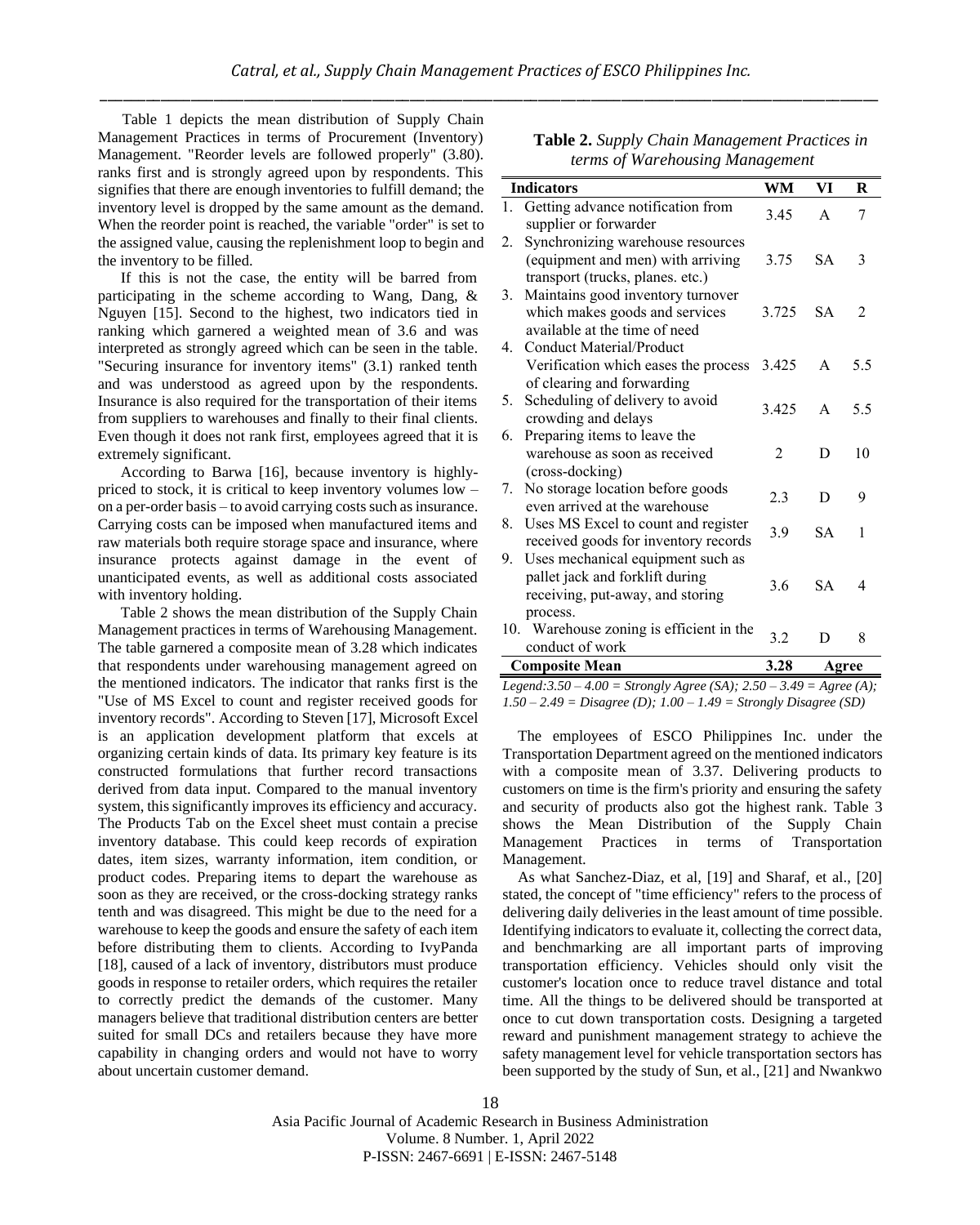Table 1 depicts the mean distribution of Supply Chain Management Practices in terms of Procurement (Inventory) Management. "Reorder levels are followed properly" (3.80). ranks first and is strongly agreed upon by respondents. This signifies that there are enough inventories to fulfill demand; the inventory level is dropped by the same amount as the demand. When the reorder point is reached, the variable "order" is set to the assigned value, causing the replenishment loop to begin and the inventory to be filled.

If this is not the case, the entity will be barred from participating in the scheme according to Wang, Dang, & Nguyen [15]. Second to the highest, two indicators tied in ranking which garnered a weighted mean of 3.6 and was interpreted as strongly agreed which can be seen in the table. "Securing insurance for inventory items" (3.1) ranked tenth and was understood as agreed upon by the respondents. Insurance is also required for the transportation of their items from suppliers to warehouses and finally to their final clients. Even though it does not rank first, employees agreed that it is extremely significant.

According to Barwa [16], because inventory is highly-priced to stock, it is critical to keep inventory volumes low – on a per-order basis – to avoid carrying costs such as insurance. Carrying costs can be imposed when manufactured items and raw materials both require storage space and insurance, where insurance protects against damage in the event of unanticipated events, as well as additional costs associated with inventory holding.

Table 2 shows the mean distribution of the Supply Chain Management practices in terms of Warehousing Management. The table garnered a composite mean of 3.28 which indicates that respondents under warehousing management agreed on the mentioned indicators. The indicator that ranks first is the "Use of MS Excel to count and register received goods for inventory records". According to Steven [17], Microsoft Excel is an application development platform that excels at organizing certain kinds of data. Its primary key feature is its constructed formulations that further record transactions derived from data input. Compared to the manual inventory system, this significantly improves its efficiency and accuracy. The Products Tab on the Excel sheet must contain a precise inventory database. This could keep records of expiration dates, item sizes, warranty information, item condition, or product codes. Preparing items to depart the warehouse as soon as they are received, or the cross-docking strategy ranks tenth and was disagreed. This might be due to the need for a warehouse to keep the goods and ensure the safety of each item before distributing them to clients. According to IvyPanda [18], caused of a lack of inventory, distributors must produce goods in response to retailer orders, which requires the retailer to correctly predict the demands of the customer. Many managers believe that traditional distribution centers are better suited for small DCs and retailers because they have more capability in changing orders and would not have to worry about uncertain customer demand.

**Table 2.** *Supply Chain Management Practices in terms of Warehousing Management*

| Indicators | WM | VI | R |
|---|---|---|---|
| 1. Getting advance notification from supplier or forwarder | 3.45 | A | 7 |
| 2. Synchronizing warehouse resources (equipment and men) with arriving transport (trucks, planes. etc.) | 3.75 | SA | 3 |
| 3. Maintains good inventory turnover which makes goods and services available at the time of need | 3.725 | SA | 2 |
| 4. Conduct Material/Product Verification which eases the process of clearing and forwarding | 3.425 | A | 5.5 |
| 5. Scheduling of delivery to avoid crowding and delays | 3.425 | A | 5.5 |
| 6. Preparing items to leave the warehouse as soon as received (cross-docking) | 2 | D | 10 |
| 7. No storage location before goods even arrived at the warehouse | 2.3 | D | 9 |
| 8. Uses MS Excel to count and register received goods for inventory records | 3.9 | SA | 1 |
| 9. Uses mechanical equipment such as pallet jack and forklift during receiving, put-away, and storing process. | 3.6 | SA | 4 |
| 10. Warehouse zoning is efficient in the conduct of work | 3.2 | D | 8 |
| **Composite Mean** | **3.28** | **Agree** | |

*Legend:3.50 – 4.00 = Strongly Agree (SA); 2.50 – 3.49 = Agree (A); 1.50 – 2.49 = Disagree (D); 1.00 – 1.49 = Strongly Disagree (SD)*

The employees of ESCO Philippines Inc. under the Transportation Department agreed on the mentioned indicators with a composite mean of 3.37. Delivering products to customers on time is the firm's priority and ensuring the safety and security of products also got the highest rank. Table 3 shows the Mean Distribution of the Supply Chain Management Practices in terms of Transportation Management.

As what Sanchez-Diaz, et al, [19] and Sharaf, et al., [20] stated, the concept of "time efficiency" refers to the process of delivering daily deliveries in the least amount of time possible. Identifying indicators to evaluate it, collecting the correct data, and benchmarking are all important parts of improving transportation efficiency. Vehicles should only visit the customer's location once to reduce travel distance and total time. All the things to be delivered should be transported at once to cut down transportation costs. Designing a targeted reward and punishment management strategy to achieve the safety management level for vehicle transportation sectors has been supported by the study of Sun, et al., [21] and Nwankwo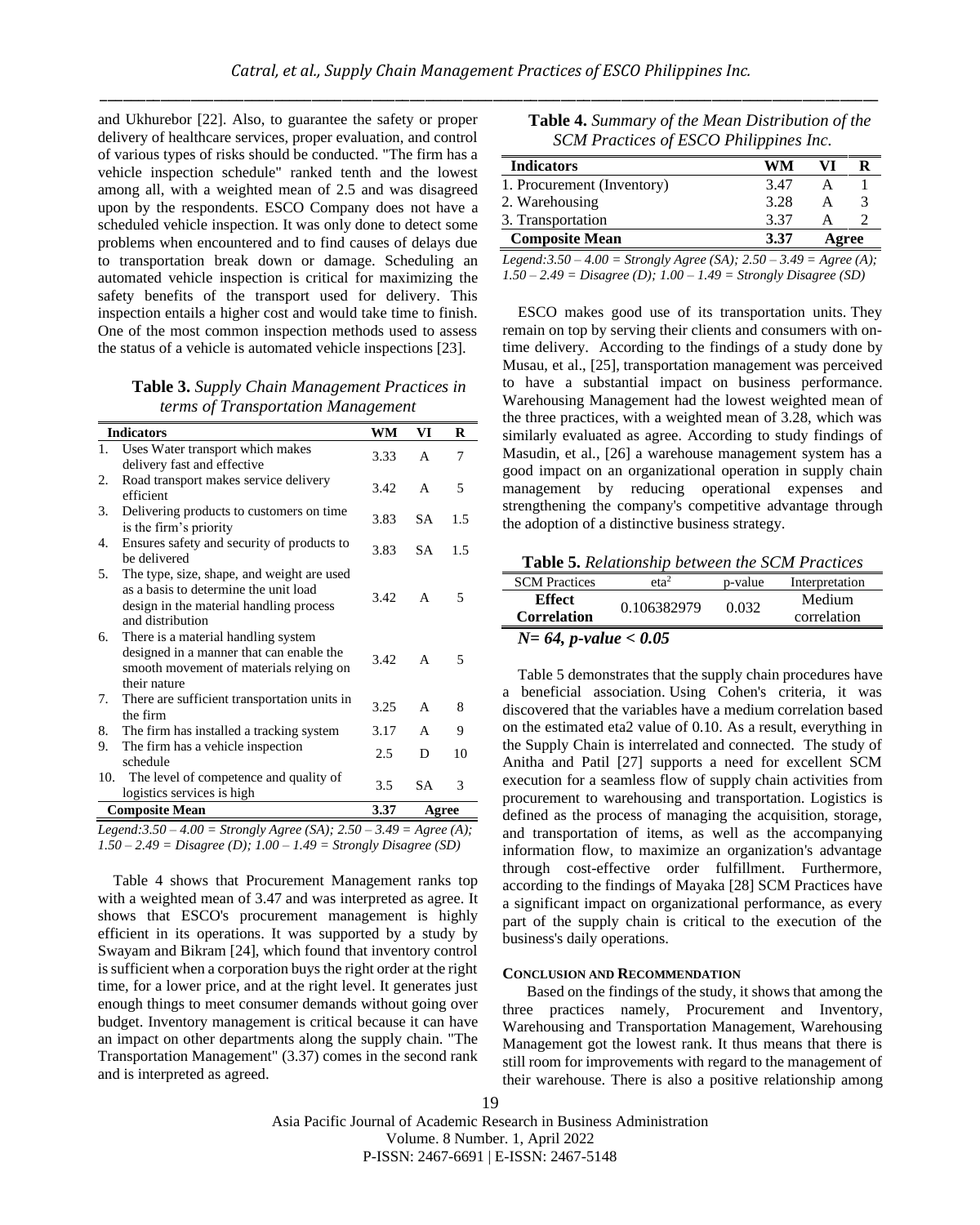and Ukhurebor [22]. Also, to guarantee the safety or proper delivery of healthcare services, proper evaluation, and control of various types of risks should be conducted. "The firm has a vehicle inspection schedule" ranked tenth and the lowest among all, with a weighted mean of 2.5 and was disagreed upon by the respondents. ESCO Company does not have a scheduled vehicle inspection. It was only done to detect some problems when encountered and to find causes of delays due to transportation break down or damage. Scheduling an automated vehicle inspection is critical for maximizing the safety benefits of the transport used for delivery. This inspection entails a higher cost and would take time to finish. One of the most common inspection methods used to assess the status of a vehicle is automated vehicle inspections [23].

**Table 3.** *Supply Chain Management Practices in terms of Transportation Management*

| | Indicators | WM | VI | R |
|---|---|---|---|---|
| 1. | Uses Water transport which makes delivery fast and effective | 3.33 | A | 7 |
| 2. | Road transport makes service delivery efficient | 3.42 | A | 5 |
| 3. | Delivering products to customers on time is the firm's priority | 3.83 | SA | 1.5 |
| 4. | Ensures safety and security of products to be delivered | 3.83 | SA | 1.5 |
| 5. | The type, size, shape, and weight are used as a basis to determine the unit load design in the material handling process and distribution | 3.42 | A | 5 |
| 6. | There is a material handling system designed in a manner that can enable the smooth movement of materials relying on their nature | 3.42 | A | 5 |
| 7. | There are sufficient transportation units in the firm | 3.25 | A | 8 |
| 8. | The firm has installed a tracking system | 3.17 | A | 9 |
| 9. | The firm has a vehicle inspection schedule | 2.5 | D | 10 |
| 10. | The level of competence and quality of logistics services is high | 3.5 | SA | 3 |
| | **Composite Mean** | **3.37** | **Agree** | |

*Legend:3.50 – 4.00 = Strongly Agree (SA); 2.50 – 3.49 = Agree (A); 1.50 – 2.49 = Disagree (D); 1.00 – 1.49 = Strongly Disagree (SD)*

Table 4 shows that Procurement Management ranks top with a weighted mean of 3.47 and was interpreted as agree. It shows that ESCO's procurement management is highly efficient in its operations. It was supported by a study by Swayam and Bikram [24], which found that inventory control is sufficient when a corporation buys the right order at the right time, for a lower price, and at the right level. It generates just enough things to meet consumer demands without going over budget. Inventory management is critical because it can have an impact on other departments along the supply chain. "The Transportation Management" (3.37) comes in the second rank and is interpreted as agreed.

**Table 4.** *Summary of the Mean Distribution of the SCM Practices of ESCO Philippines Inc.*

| Indicators | WM | VI | R |
|---|---|---|---|
| 1. Procurement (Inventory) | 3.47 | A | 1 |
| 2. Warehousing | 3.28 | A | 3 |
| 3. Transportation | 3.37 | A | 2 |
| **Composite Mean** | **3.37** | **Agree** | |

*Legend:3.50 – 4.00 = Strongly Agree (SA); 2.50 – 3.49 = Agree (A); 1.50 – 2.49 = Disagree (D); 1.00 – 1.49 = Strongly Disagree (SD)*

ESCO makes good use of its transportation units. They remain on top by serving their clients and consumers with on-time delivery. According to the findings of a study done by Musau, et al., [25], transportation management was perceived to have a substantial impact on business performance. Warehousing Management had the lowest weighted mean of the three practices, with a weighted mean of 3.28, which was similarly evaluated as agree. According to study findings of Masudin, et al., [26] a warehouse management system has a good impact on an organizational operation in supply chain management by reducing operational expenses and strengthening the company's competitive advantage through the adoption of a distinctive business strategy.

**Table 5.** *Relationship between the SCM Practices*

| SCM Practices | $eta^2$ | p-value | Interpretation |
|---|---|---|---|
| **Effect Correlation** | 0.106382979 | 0.032 | Medium correlation |

***N= 64, p-value < 0.05***

Table 5 demonstrates that the supply chain procedures have a beneficial association. Using Cohen's criteria, it was discovered that the variables have a medium correlation based on the estimated eta2 value of 0.10. As a result, everything in the Supply Chain is interrelated and connected. The study of Anitha and Patil [27] supports a need for excellent SCM execution for a seamless flow of supply chain activities from procurement to warehousing and transportation. Logistics is defined as the process of managing the acquisition, storage, and transportation of items, as well as the accompanying information flow, to maximize an organization's advantage through cost-effective order fulfillment. Furthermore, according to the findings of Mayaka [28] SCM Practices have a significant impact on organizational performance, as every part of the supply chain is critical to the execution of the business's daily operations.

## CONCLUSION AND RECOMMENDATION

Based on the findings of the study, it shows that among the three practices namely, Procurement and Inventory, Warehousing and Transportation Management, Warehousing Management got the lowest rank. It thus means that there is still room for improvements with regard to the management of their warehouse. There is also a positive relationship among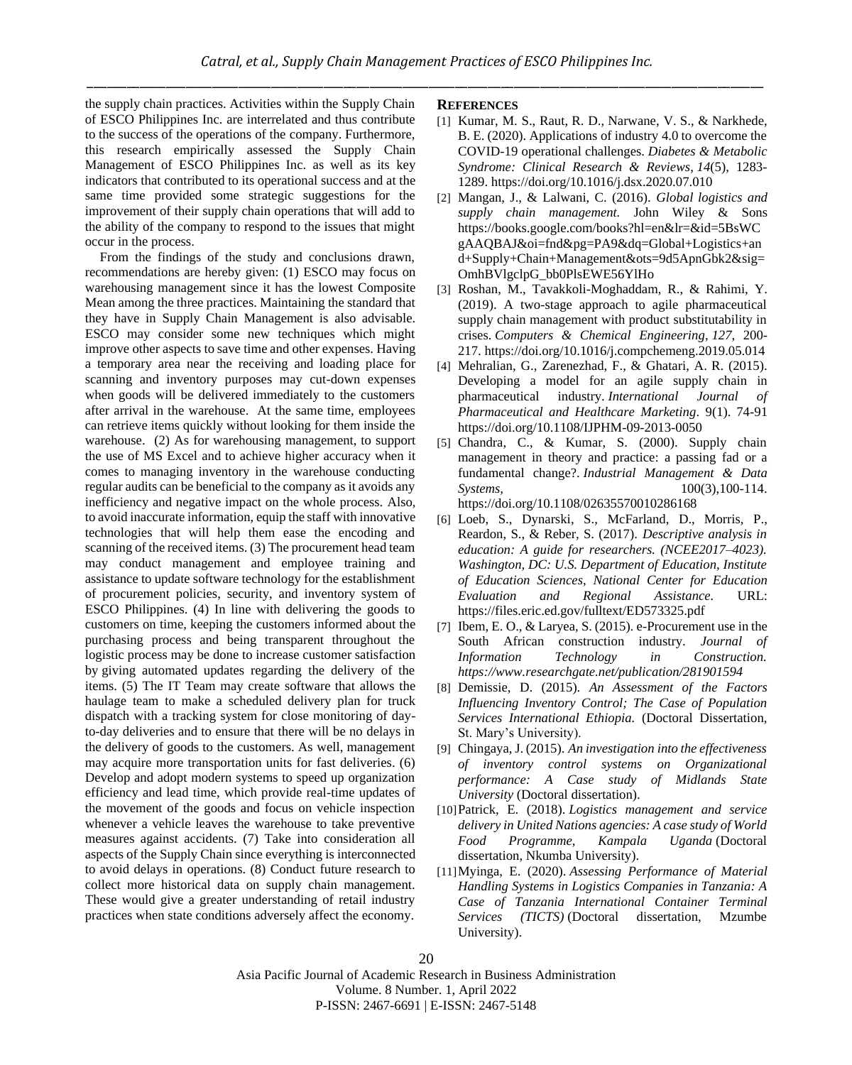the supply chain practices. Activities within the Supply Chain of ESCO Philippines Inc. are interrelated and thus contribute to the success of the operations of the company. Furthermore, this research empirically assessed the Supply Chain Management of ESCO Philippines Inc. as well as its key indicators that contributed to its operational success and at the same time provided some strategic suggestions for the improvement of their supply chain operations that will add to the ability of the company to respond to the issues that might occur in the process.

From the findings of the study and conclusions drawn, recommendations are hereby given: (1) ESCO may focus on warehousing management since it has the lowest Composite Mean among the three practices. Maintaining the standard that they have in Supply Chain Management is also advisable. ESCO may consider some new techniques which might improve other aspects to save time and other expenses. Having a temporary area near the receiving and loading place for scanning and inventory purposes may cut-down expenses when goods will be delivered immediately to the customers after arrival in the warehouse. At the same time, employees can retrieve items quickly without looking for them inside the warehouse. (2) As for warehousing management, to support the use of MS Excel and to achieve higher accuracy when it comes to managing inventory in the warehouse conducting regular audits can be beneficial to the company as it avoids any inefficiency and negative impact on the whole process. Also, to avoid inaccurate information, equip the staff with innovative technologies that will help them ease the encoding and scanning of the received items. (3) The procurement head team may conduct management and employee training and assistance to update software technology for the establishment of procurement policies, security, and inventory system of ESCO Philippines. (4) In line with delivering the goods to customers on time, keeping the customers informed about the purchasing process and being transparent throughout the logistic process may be done to increase customer satisfaction by giving automated updates regarding the delivery of the items. (5) The IT Team may create software that allows the haulage team to make a scheduled delivery plan for truck dispatch with a tracking system for close monitoring of day-to-day deliveries and to ensure that there will be no delays in the delivery of goods to the customers. As well, management may acquire more transportation units for fast deliveries. (6) Develop and adopt modern systems to speed up organization efficiency and lead time, which provide real-time updates of the movement of the goods and focus on vehicle inspection whenever a vehicle leaves the warehouse to take preventive measures against accidents. (7) Take into consideration all aspects of the Supply Chain since everything is interconnected to avoid delays in operations. (8) Conduct future research to collect more historical data on supply chain management. These would give a greater understanding of retail industry practices when state conditions adversely affect the economy.

## REFERENCES

[1] Kumar, M. S., Raut, R. D., Narwane, V. S., & Narkhede, B. E. (2020). Applications of industry 4.0 to overcome the COVID-19 operational challenges. *Diabetes & Metabolic Syndrome: Clinical Research & Reviews*, *14*(5), 1283-1289. https://doi.org/10.1016/j.dsx.2020.07.010

[2] Mangan, J., & Lalwani, C. (2016). *Global logistics and supply chain management.* John Wiley & Sons https://books.google.com/books?hl=en&lr=&id=5BsWCgAAQBAJ&oi=fnd&pg=PA9&dq=Global+Logistics+and+Supply+Chain+Management&ots=9d5ApnGbk2&sig=OmhBVlgclpG_bb0PlsEWE56YlHo

[3] Roshan, M., Tavakkoli-Moghaddam, R., & Rahimi, Y. (2019). A two-stage approach to agile pharmaceutical supply chain management with product substitutability in crises. *Computers & Chemical Engineering*, *127*, 200-217. https://doi.org/10.1016/j.compchemeng.2019.05.014

[4] Mehralian, G., Zarenezhad, F., & Ghatari, A. R. (2015). Developing a model for an agile supply chain in pharmaceutical industry. *International Journal of Pharmaceutical and Healthcare Marketing*. 9(1). 74-91 https://doi.org/10.1108/IJPHM-09-2013-0050

[5] Chandra, C., & Kumar, S. (2000). Supply chain management in theory and practice: a passing fad or a fundamental change?. *Industrial Management & Data Systems,* 100(3),100-114. https://doi.org/10.1108/02635570010286168

[6] Loeb, S., Dynarski, S., McFarland, D., Morris, P., Reardon, S., & Reber, S. (2017). *Descriptive analysis in education: A guide for researchers. (NCEE2017–4023). Washington, DC: U.S. Department of Education, Institute of Education Sciences, National Center for Education Evaluation and Regional Assistance*. URL: https://files.eric.ed.gov/fulltext/ED573325.pdf

[7] Ibem, E. O., & Laryea, S. (2015). e-Procurement use in the South African construction industry. *Journal of Information Technology in Construction. https://www.researchgate.net/publication/281901594*

[8] Demissie, D. (2015). *An Assessment of the Factors Influencing Inventory Control; The Case of Population Services International Ethiopia.* (Doctoral Dissertation, St. Mary's University).

[9] Chingaya, J. (2015). *An investigation into the effectiveness of inventory control systems on Organizational performance: A Case study of Midlands State University* (Doctoral dissertation).

[10] Patrick, E. (2018). *Logistics management and service delivery in United Nations agencies: A case study of World Food Programme, Kampala Uganda* (Doctoral dissertation, Nkumba University).

[11] Myinga, E. (2020). *Assessing Performance of Material Handling Systems in Logistics Companies in Tanzania: A Case of Tanzania International Container Terminal Services (TICTS)* (Doctoral dissertation, Mzumbe University).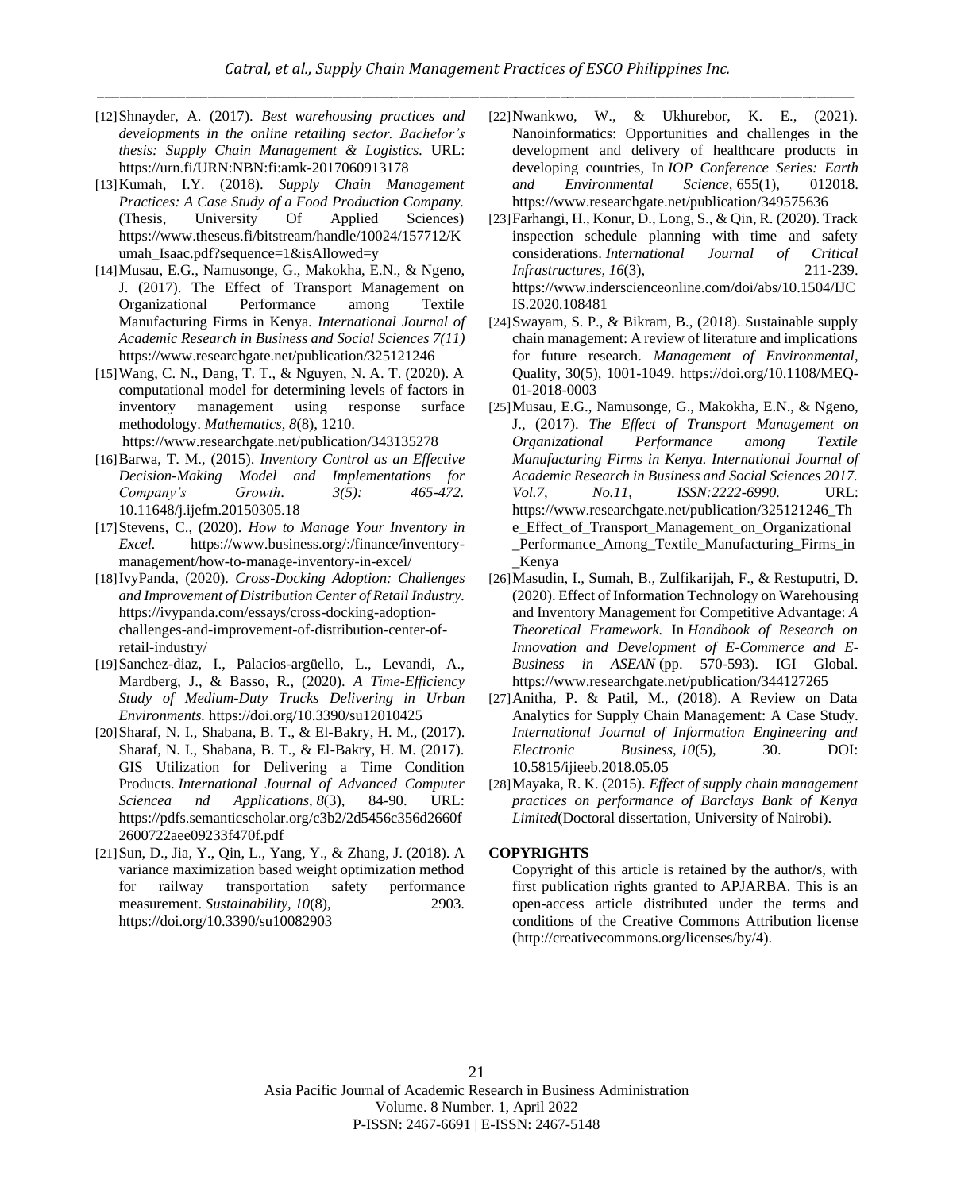[12] Shnayder, A. (2017). *Best warehousing practices and developments in the online retailing sector. Bachelor's thesis: Supply Chain Management & Logistics.* URL: https://urn.fi/URN:NBN:fi:amk-2017060913178

[13] Kumah, I.Y. (2018). *Supply Chain Management Practices: A Case Study of a Food Production Company.* (Thesis, University Of Applied Sciences) https://www.theseus.fi/bitstream/handle/10024/157712/Kumah_Isaac.pdf?sequence=1&isAllowed=y

[14] Musau, E.G., Namusonge, G., Makokha, E.N., & Ngeno, J. (2017). The Effect of Transport Management on Organizational Performance among Textile Manufacturing Firms in Kenya. *International Journal of Academic Research in Business and Social Sciences 7(11)* https://www.researchgate.net/publication/325121246

[15] Wang, C. N., Dang, T. T., & Nguyen, N. A. T. (2020). A computational model for determining levels of factors in inventory management using response surface methodology. *Mathematics*, *8*(8), 1210. https://www.researchgate.net/publication/343135278

[16] Barwa, T. M., (2015). *Inventory Control as an Effective Decision-Making Model and Implementations for Company's Growth*. *3(5): 465-472.* 10.11648/j.ijefm.20150305.18

[17] Stevens, C., (2020). *How to Manage Your Inventory in Excel.* https://www.business.org/:/finance/inventory-management/how-to-manage-inventory-in-excel/

[18] IvyPanda, (2020). *Cross-Docking Adoption: Challenges and Improvement of Distribution Center of Retail Industry.* https://ivypanda.com/essays/cross-docking-adoption-challenges-and-improvement-of-distribution-center-of-retail-industry/

[19] Sanchez-diaz, I., Palacios-argüello, L., Levandi, A., Mardberg, J., & Basso, R., (2020). *A Time-Efficiency Study of Medium-Duty Trucks Delivering in Urban Environments.* https://doi.org/10.3390/su12010425

[20] Sharaf, N. I., Shabana, B. T., & El-Bakry, H. M., (2017). Sharaf, N. I., Shabana, B. T., & El-Bakry, H. M. (2017). GIS Utilization for Delivering a Time Condition Products. *International Journal of Advanced Computer Sciencea nd Applications*, *8*(3), 84-90. URL: https://pdfs.semanticscholar.org/c3b2/2d5456c356d2660f2600722aee09233f470f.pdf

[21] Sun, D., Jia, Y., Qin, L., Yang, Y., & Zhang, J. (2018). A variance maximization based weight optimization method for railway transportation safety performance measurement. *Sustainability*, *10*(8), 2903. https://doi.org/10.3390/su10082903

[22] Nwankwo, W., & Ukhurebor, K. E., (2021). Nanoinformatics: Opportunities and challenges in the development and delivery of healthcare products in developing countries, In *IOP Conference Series: Earth and Environmental Science,* 655(1), 012018. https://www.researchgate.net/publication/349575636

[23] Farhangi, H., Konur, D., Long, S., & Qin, R. (2020). Track inspection schedule planning with time and safety considerations. *International Journal of Critical Infrastructures*, *16*(3), 211-239. https://www.inderscienceonline.com/doi/abs/10.1504/IJCIS.2020.108481

[24] Swayam, S. P., & Bikram, B., (2018). Sustainable supply chain management: A review of literature and implications for future research. *Management of Environmental*, Quality, 30(5), 1001-1049. https://doi.org/10.1108/MEQ-01-2018-0003

[25] Musau, E.G., Namusonge, G., Makokha, E.N., & Ngeno, J., (2017). *The Effect of Transport Management on Organizational Performance among Textile Manufacturing Firms in Kenya. International Journal of Academic Research in Business and Social Sciences 2017. Vol.7, No.11, ISSN:2222-6990.* URL: https://www.researchgate.net/publication/325121246_The_Effect_of_Transport_Management_on_Organizational_Performance_Among_Textile_Manufacturing_Firms_in_Kenya

[26] Masudin, I., Sumah, B., Zulfikarijah, F., & Restuputri, D. (2020). Effect of Information Technology on Warehousing and Inventory Management for Competitive Advantage: *A Theoretical Framework.* In *Handbook of Research on Innovation and Development of E-Commerce and E-Business in ASEAN* (pp. 570-593). IGI Global. https://www.researchgate.net/publication/344127265

[27] Anitha, P. & Patil, M., (2018). A Review on Data Analytics for Supply Chain Management: A Case Study. *International Journal of Information Engineering and Electronic Business*, *10*(5), 30. DOI: 10.5815/ijieeb.2018.05.05

[28] Mayaka, R. K. (2015). *Effect of supply chain management practices on performance of Barclays Bank of Kenya Limited*(Doctoral dissertation, University of Nairobi).

**COPYRIGHTS**

Copyright of this article is retained by the author/s, with first publication rights granted to APJARBA. This is an open-access article distributed under the terms and conditions of the Creative Commons Attribution license (http://creativecommons.org/licenses/by/4).